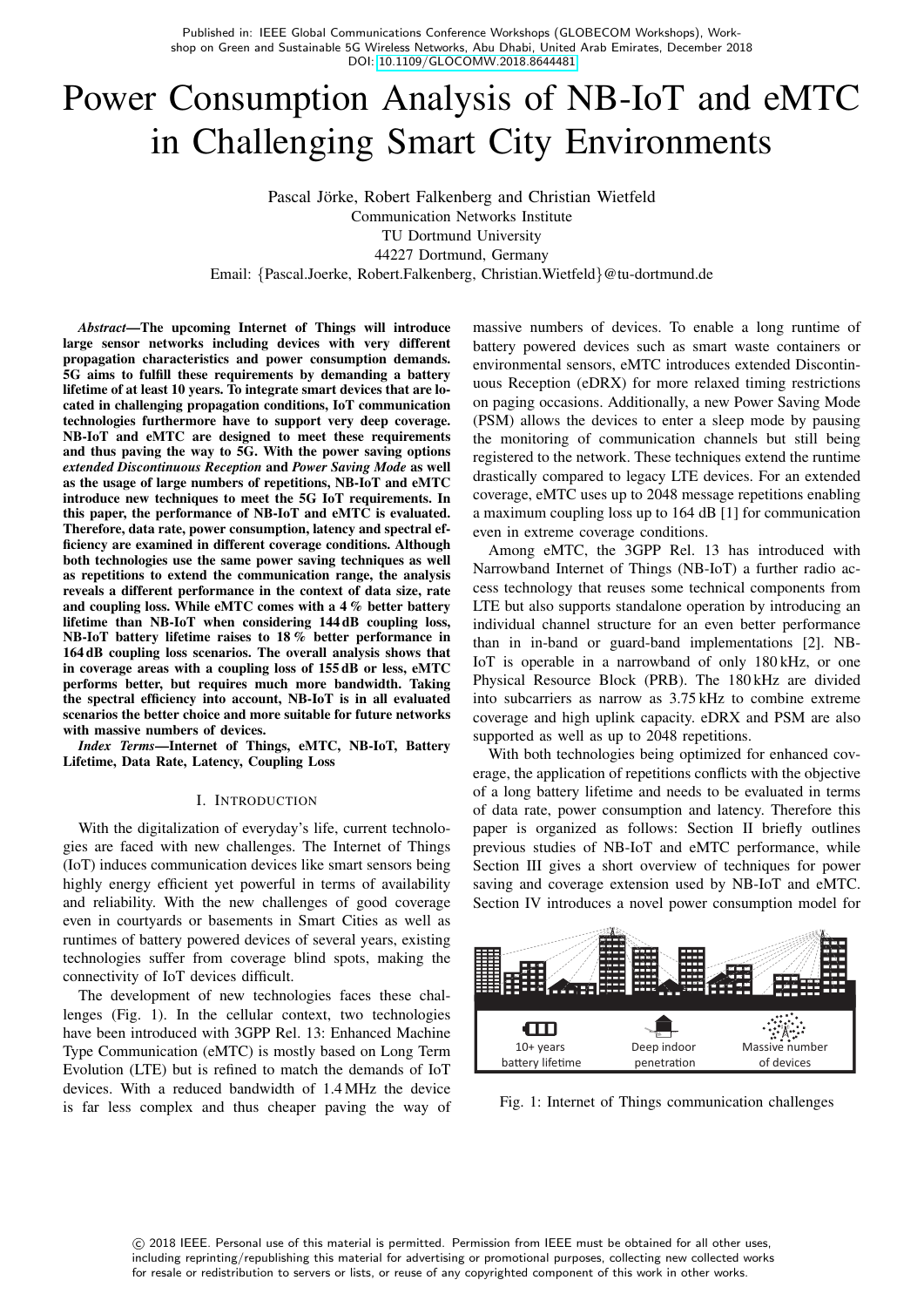Published in: IEEE Global Communications Conference Workshops (GLOBECOM Workshops), Workshop on Green and Sustainable 5G Wireless Networks, Abu Dhabi, United Arab Emirates, December 2018
DOI: 10.1109/GLOCOMW.2018.8644481

# Power Consumption Analysis of NB-IoT and eMTC in Challenging Smart City Environments

Pascal Jörke, Robert Falkenberg and Christian Wietfeld
Communication Networks Institute
TU Dortmund University
44227 Dortmund, Germany
Email: {Pascal.Joerke, Robert.Falkenberg, Christian.Wietfeld}@tu-dortmund.de

***Abstract*—The upcoming Internet of Things will introduce large sensor networks including devices with very different propagation characteristics and power consumption demands. 5G aims to fulfill these requirements by demanding a battery lifetime of at least 10 years. To integrate smart devices that are located in challenging propagation conditions, IoT communication technologies furthermore have to support very deep coverage. NB-IoT and eMTC are designed to meet these requirements and thus paving the way to 5G. With the power saving options *extended Discontinuous Reception* and *Power Saving Mode* as well as the usage of large numbers of repetitions, NB-IoT and eMTC introduce new techniques to meet the 5G IoT requirements. In this paper, the performance of NB-IoT and eMTC is evaluated. Therefore, data rate, power consumption, latency and spectral efficiency are examined in different coverage conditions. Although both technologies use the same power saving techniques as well as repetitions to extend the communication range, the analysis reveals a different performance in the context of data size, rate and coupling loss. While eMTC comes with a 4 % better battery lifetime than NB-IoT when considering 144 dB coupling loss, NB-IoT battery lifetime raises to 18 % better performance in 164 dB coupling loss scenarios. The overall analysis shows that in coverage areas with a coupling loss of 155 dB or less, eMTC performs better, but requires much more bandwidth. Taking the spectral efficiency into account, NB-IoT is in all evaluated scenarios the better choice and more suitable for future networks with massive numbers of devices.**

***Index Terms*—Internet of Things, eMTC, NB-IoT, Battery Lifetime, Data Rate, Latency, Coupling Loss**

## I. Introduction

With the digitalization of everyday's life, current technologies are faced with new challenges. The Internet of Things (IoT) induces communication devices like smart sensors being highly energy efficient yet powerful in terms of availability and reliability. With the new challenges of good coverage even in courtyards or basements in Smart Cities as well as runtimes of battery powered devices of several years, existing technologies suffer from coverage blind spots, making the connectivity of IoT devices difficult.

The development of new technologies faces these challenges (Fig. 1). In the cellular context, two technologies have been introduced with 3GPP Rel. 13: Enhanced Machine Type Communication (eMTC) is mostly based on Long Term Evolution (LTE) but is refined to match the demands of IoT devices. With a reduced bandwidth of 1.4 MHz the device is far less complex and thus cheaper paving the way of massive numbers of devices. To enable a long runtime of battery powered devices such as smart waste containers or environmental sensors, eMTC introduces extended Discontinuous Reception (eDRX) for more relaxed timing restrictions on paging occasions. Additionally, a new Power Saving Mode (PSM) allows the devices to enter a sleep mode by pausing the monitoring of communication channels but still being registered to the network. These techniques extend the runtime drastically compared to legacy LTE devices. For an extended coverage, eMTC uses up to 2048 message repetitions enabling a maximum coupling loss up to 164 dB [1] for communication even in extreme coverage conditions.

Among eMTC, the 3GPP Rel. 13 has introduced with Narrowband Internet of Things (NB-IoT) a further radio access technology that reuses some technical components from LTE but also supports standalone operation by introducing an individual channel structure for an even better performance than in in-band or guard-band implementations [2]. NB-IoT is operable in a narrowband of only 180 kHz, or one Physical Resource Block (PRB). The 180 kHz are divided into subcarriers as narrow as 3.75 kHz to combine extreme coverage and high uplink capacity. eDRX and PSM are also supported as well as up to 2048 repetitions.

With both technologies being optimized for enhanced coverage, the application of repetitions conflicts with the objective of a long battery lifetime and needs to be evaluated in terms of data rate, power consumption and latency. Therefore this paper is organized as follows: Section II briefly outlines previous studies of NB-IoT and eMTC performance, while Section III gives a short overview of techniques for power saving and coverage extension used by NB-IoT and eMTC. Section IV introduces a novel power consumption model for

10+ years battery lifetime | Deep indoor penetration | Massive number of devices

Fig. 1: Internet of Things communication challenges

© 2018 IEEE. Personal use of this material is permitted. Permission from IEEE must be obtained for all other uses, including reprinting/republishing this material for advertising or promotional purposes, collecting new collected works for resale or redistribution to servers or lists, or reuse of any copyrighted component of this work in other works.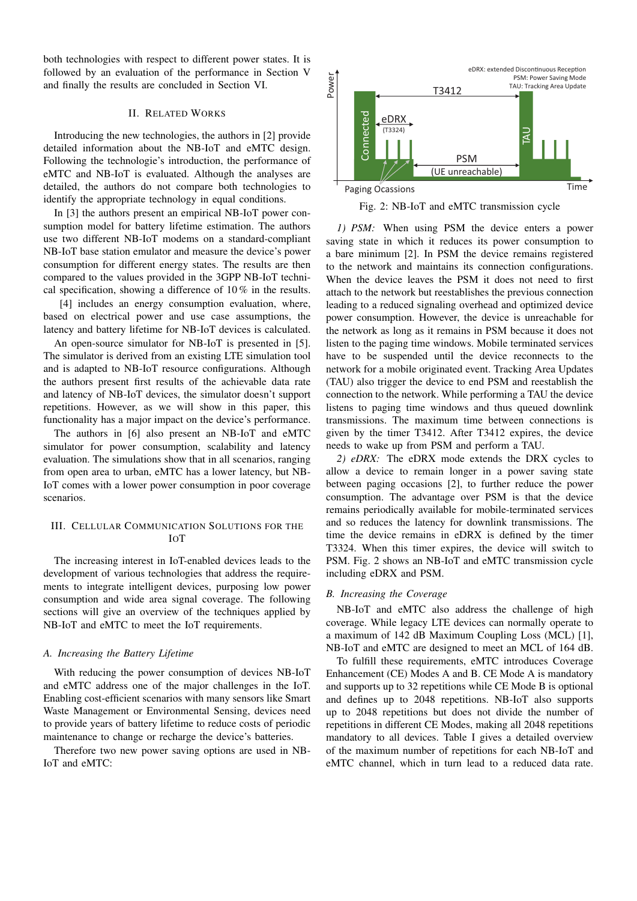both technologies with respect to different power states. It is followed by an evaluation of the performance in Section V and finally the results are concluded in Section VI.

## II. Related Works

Introducing the new technologies, the authors in [2] provide detailed information about the NB-IoT and eMTC design. Following the technologie's introduction, the performance of eMTC and NB-IoT is evaluated. Although the analyses are detailed, the authors do not compare both technologies to identify the appropriate technology in equal conditions.

In [3] the authors present an empirical NB-IoT power consumption model for battery lifetime estimation. The authors use two different NB-IoT modems on a standard-compliant NB-IoT base station emulator and measure the device's power consumption for different energy states. The results are then compared to the values provided in the 3GPP NB-IoT technical specification, showing a difference of 10 % in the results.

[4] includes an energy consumption evaluation, where, based on electrical power and use case assumptions, the latency and battery lifetime for NB-IoT devices is calculated.

An open-source simulator for NB-IoT is presented in [5]. The simulator is derived from an existing LTE simulation tool and is adapted to NB-IoT resource configurations. Although the authors present first results of the achievable data rate and latency of NB-IoT devices, the simulator doesn't support repetitions. However, as we will show in this paper, this functionality has a major impact on the device's performance.

The authors in [6] also present an NB-IoT and eMTC simulator for power consumption, scalability and latency evaluation. The simulations show that in all scenarios, ranging from open area to urban, eMTC has a lower latency, but NB-IoT comes with a lower power consumption in poor coverage scenarios.

## III. Cellular Communication Solutions for the IoT

The increasing interest in IoT-enabled devices leads to the development of various technologies that address the requirements to integrate intelligent devices, purposing low power consumption and wide area signal coverage. The following sections will give an overview of the techniques applied by NB-IoT and eMTC to meet the IoT requirements.

### A. Increasing the Battery Lifetime

With reducing the power consumption of devices NB-IoT and eMTC address one of the major challenges in the IoT. Enabling cost-efficient scenarios with many sensors like Smart Waste Management or Environmental Sensing, devices need to provide years of battery lifetime to reduce costs of periodic maintenance to change or recharge the device's batteries.

Therefore two new power saving options are used in NB-IoT and eMTC:

Fig. 2: NB-IoT and eMTC transmission cycle

*1) PSM:* When using PSM the device enters a power saving state in which it reduces its power consumption to a bare minimum [2]. In PSM the device remains registered to the network and maintains its connection configurations. When the device leaves the PSM it does not need to first attach to the network but reestablishes the previous connection leading to a reduced signaling overhead and optimized device power consumption. However, the device is unreachable for the network as long as it remains in PSM because it does not listen to the paging time windows. Mobile terminated services have to be suspended until the device reconnects to the network for a mobile originated event. Tracking Area Updates (TAU) also trigger the device to end PSM and reestablish the connection to the network. While performing a TAU the device listens to paging time windows and thus queued downlink transmissions. The maximum time between connections is given by the timer T3412. After T3412 expires, the device needs to wake up from PSM and perform a TAU.

*2) eDRX:* The eDRX mode extends the DRX cycles to allow a device to remain longer in a power saving state between paging occasions [2], to further reduce the power consumption. The advantage over PSM is that the device remains periodically available for mobile-terminated services and so reduces the latency for downlink transmissions. The time the device remains in eDRX is defined by the timer T3324. When this timer expires, the device will switch to PSM. Fig. 2 shows an NB-IoT and eMTC transmission cycle including eDRX and PSM.

### B. Increasing the Coverage

NB-IoT and eMTC also address the challenge of high coverage. While legacy LTE devices can normally operate to a maximum of 142 dB Maximum Coupling Loss (MCL) [1], NB-IoT and eMTC are designed to meet an MCL of 164 dB.

To fulfill these requirements, eMTC introduces Coverage Enhancement (CE) Modes A and B. CE Mode A is mandatory and supports up to 32 repetitions while CE Mode B is optional and defines up to 2048 repetitions. NB-IoT also supports up to 2048 repetitions but does not divide the number of repetitions in different CE Modes, making all 2048 repetitions mandatory to all devices. Table I gives a detailed overview of the maximum number of repetitions for each NB-IoT and eMTC channel, which in turn lead to a reduced data rate.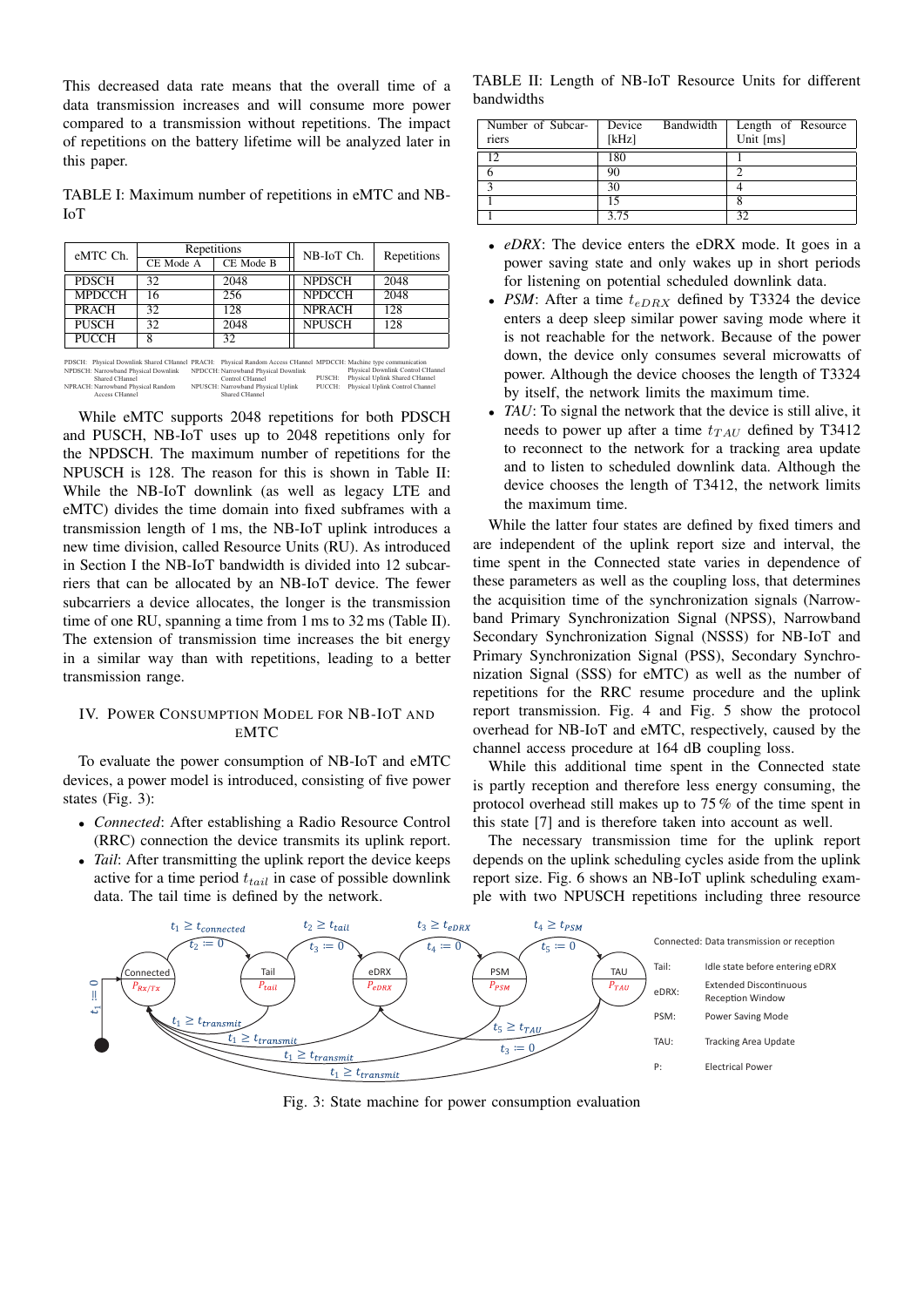This decreased data rate means that the overall time of a data transmission increases and will consume more power compared to a transmission without repetitions. The impact of repetitions on the battery lifetime will be analyzed later in this paper.

TABLE I: Maximum number of repetitions in eMTC and NB-IoT

| eMTC Ch. | Repetitions | | NB-IoT Ch. | Repetitions |
|---|---|---|---|---|
| | CE Mode A | CE Mode B | | |
| PDSCH | 32 | 2048 | NPDSCH | 2048 |
| MPDCCH | 16 | 256 | NPDCCH | 2048 |
| PRACH | 32 | 128 | NPRACH | 128 |
| PUSCH | 32 | 2048 | NPUSCH | 128 |
| PUCCH | 8 | 32 | | |

PDSCH: Physical Downlink Shared CHannel PRACH: Physical Random Access CHannel MPDCCH: Machine type communication Physical Downlink Control CHannel NPDSCH: Narrowband Physical Downlink Shared CHannel NPDCCH: Narrowband Physical Downlink Control CHannel PUSCH: Physical Uplink Shared CHannel NPRACH: Narrowband Physical Random Access CHannel NPUSCH: Narrowband Physical Uplink Shared CHannel PUCCH: Physical Uplink Control CHannel

While eMTC supports 2048 repetitions for both PDSCH and PUSCH, NB-IoT uses up to 2048 repetitions only for the NPDSCH. The maximum number of repetitions for the NPUSCH is 128. The reason for this is shown in Table II: While the NB-IoT downlink (as well as legacy LTE and eMTC) divides the time domain into fixed subframes with a transmission length of 1 ms, the NB-IoT uplink introduces a new time division, called Resource Units (RU). As introduced in Section I the NB-IoT bandwidth is divided into 12 subcarriers that can be allocated by an NB-IoT device. The fewer subcarriers a device allocates, the longer is the transmission time of one RU, spanning a time from 1 ms to 32 ms (Table II). The extension of transmission time increases the bit energy in a similar way than with repetitions, leading to a better transmission range.

## IV. Power Consumption Model for NB-IoT and eMTC

To evaluate the power consumption of NB-IoT and eMTC devices, a power model is introduced, consisting of five power states (Fig. 3):

- *Connected*: After establishing a Radio Resource Control (RRC) connection the device transmits its uplink report.
- *Tail*: After transmitting the uplink report the device keeps active for a time period $t_{tail}$ in case of possible downlink data. The tail time is defined by the network.

TABLE II: Length of NB-IoT Resource Units for different bandwidths

| Number of Subcarriers | Device Bandwidth [kHz] | Length of Resource Unit [ms] |
|---|---|---|
| 12 | 180 | 1 |
| 6 | 90 | 2 |
| 3 | 30 | 4 |
| 1 | 15 | 8 |
| 1 | 3.75 | 32 |

- *eDRX*: The device enters the eDRX mode. It goes in a power saving state and only wakes up in short periods for listening on potential scheduled downlink data.
- *PSM*: After a time $t_{eDRX}$ defined by T3324 the device enters a deep sleep similar power saving mode where it is not reachable for the network. Because of the power down, the device only consumes several microwatts of power. Although the device chooses the length of T3324 by itself, the network limits the maximum time.
- *TAU*: To signal the network that the device is still alive, it needs to power up after a time $t_{TAU}$ defined by T3412 to reconnect to the network for a tracking area update and to listen to scheduled downlink data. Although the device chooses the length of T3412, the network limits the maximum time.

While the latter four states are defined by fixed timers and are independent of the uplink report size and interval, the time spent in the Connected state varies in dependence of these parameters as well as the coupling loss, that determines the acquisition time of the synchronization signals (Narrowband Primary Synchronization Signal (NPSS), Narrowband Secondary Synchronization Signal (NSSS) for NB-IoT and Primary Synchronization Signal (PSS), Secondary Synchronization Signal (SSS) for eMTC) as well as the number of repetitions for the RRC resume procedure and the uplink report transmission. Fig. 4 and Fig. 5 show the protocol overhead for NB-IoT and eMTC, respectively, caused by the channel access procedure at 164 dB coupling loss.

While this additional time spent in the Connected state is partly reception and therefore less energy consuming, the protocol overhead still makes up to 75 % of the time spent in this state [7] and is therefore taken into account as well.

The necessary transmission time for the uplink report depends on the uplink scheduling cycles aside from the uplink report size. Fig. 6 shows an NB-IoT uplink scheduling example with two NPUSCH repetitions including three resource

Fig. 3: State machine for power consumption evaluation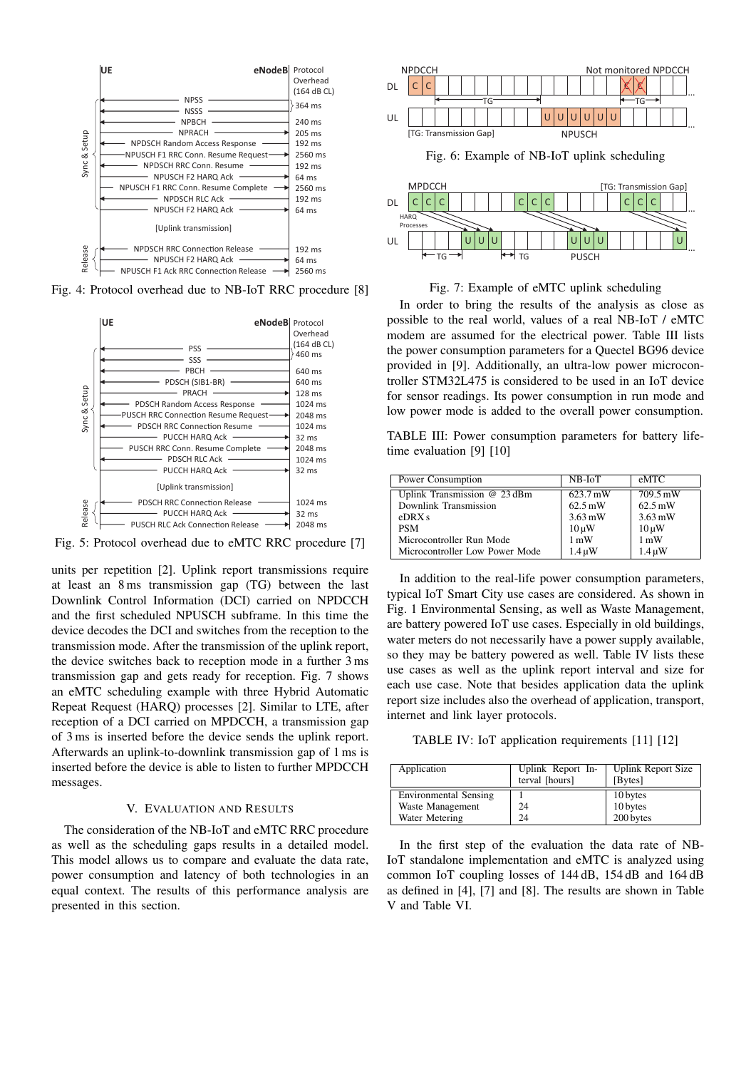Fig. 4: Protocol overhead due to NB-IoT RRC procedure [8]

Fig. 5: Protocol overhead due to eMTC RRC procedure [7]

units per repetition [2]. Uplink report transmissions require at least an 8 ms transmission gap (TG) between the last Downlink Control Information (DCI) carried on NPDCCH and the first scheduled NPUSCH subframe. In this time the device decodes the DCI and switches from the reception to the transmission mode. After the transmission of the uplink report, the device switches back to reception mode in a further 3 ms transmission gap and gets ready for reception. Fig. 7 shows an eMTC scheduling example with three Hybrid Automatic Repeat Request (HARQ) processes [2]. Similar to LTE, after reception of a DCI carried on MPDCCH, a transmission gap of 3 ms is inserted before the device sends the uplink report. Afterwards an uplink-to-downlink transmission gap of 1 ms is inserted before the device is able to listen to further MPDCCH messages.

## V. Evaluation and Results

The consideration of the NB-IoT and eMTC RRC procedure as well as the scheduling gaps results in a detailed model. This model allows us to compare and evaluate the data rate, power consumption and latency of both technologies in an equal context. The results of this performance analysis are presented in this section.

Fig. 6: Example of NB-IoT uplink scheduling

Fig. 7: Example of eMTC uplink scheduling

In order to bring the results of the analysis as close as possible to the real world, values of a real NB-IoT / eMTC modem are assumed for the electrical power. Table III lists the power consumption parameters for a Quectel BG96 device provided in [9]. Additionally, an ultra-low power microcontroller STM32L475 is considered to be used in an IoT device for sensor readings. Its power consumption in run mode and low power mode is added to the overall power consumption.

TABLE III: Power consumption parameters for battery lifetime evaluation [9] [10]

| Power Consumption | NB-IoT | eMTC |
|---|---|---|
| Uplink Transmission @ 23 dBm | 623.7 mW | 709.5 mW |
| Downlink Transmission | 62.5 mW | 62.5 mW |
| eDRX s | 3.63 mW | 3.63 mW |
| PSM | 10 µW | 10 µW |
| Microcontroller Run Mode | 1 mW | 1 mW |
| Microcontroller Low Power Mode | 1.4 µW | 1.4 µW |

In addition to the real-life power consumption parameters, typical IoT Smart City use cases are considered. As shown in Fig. 1 Environmental Sensing, as well as Waste Management, are battery powered IoT use cases. Especially in old buildings, water meters do not necessarily have a power supply available, so they may be battery powered as well. Table IV lists these use cases as well as the uplink report interval and size for each use case. Note that besides application data the uplink report size includes also the overhead of application, transport, internet and link layer protocols.

TABLE IV: IoT application requirements [11] [12]

| Application | Uplink Report Interval [hours] | Uplink Report Size [Bytes] |
|---|---|---|
| Environmental Sensing | 1 | 10 bytes |
| Waste Management | 24 | 10 bytes |
| Water Metering | 24 | 200 bytes |

In the first step of the evaluation the data rate of NB-IoT standalone implementation and eMTC is analyzed using common IoT coupling losses of 144 dB, 154 dB and 164 dB as defined in [4], [7] and [8]. The results are shown in Table V and Table VI.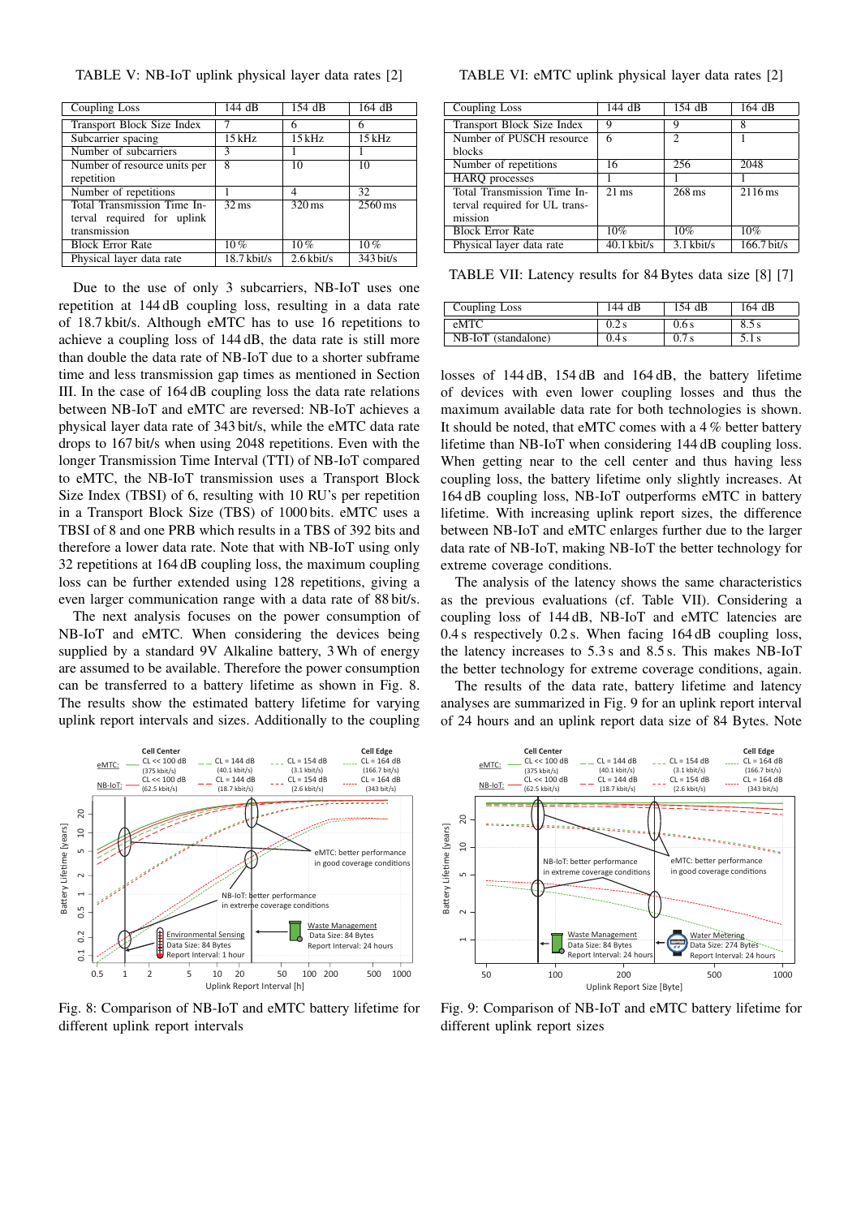TABLE V: NB-IoT uplink physical layer data rates [2]

| Coupling Loss | 144 dB | 154 dB | 164 dB |
|---|---|---|---|
| Transport Block Size Index | 7 | 6 | 6 |
| Subcarrier spacing | 15 kHz | 15 kHz | 15 kHz |
| Number of subcarriers | 3 | 1 | 1 |
| Number of resource units per repetition | 8 | 10 | 10 |
| Number of repetitions | 1 | 4 | 32 |
| Total Transmission Time Interval required for uplink transmission | 32 ms | 320 ms | 2560 ms |
| Block Error Rate | 10 % | 10 % | 10 % |
| Physical layer data rate | 18.7 kbit/s | 2.6 kbit/s | 343 bit/s |

TABLE VI: eMTC uplink physical layer data rates [2]

| Coupling Loss | 144 dB | 154 dB | 164 dB |
|---|---|---|---|
| Transport Block Size Index | 9 | 9 | 8 |
| Number of PUSCH resource blocks | 6 | 2 | 1 |
| Number of repetitions | 16 | 256 | 2048 |
| HARQ processes | 1 | 1 | 1 |
| Total Transmission Time Interval required for UL transmission | 21 ms | 268 ms | 2116 ms |
| Block Error Rate | 10% | 10% | 10% |
| Physical layer data rate | 40.1 kbit/s | 3.1 kbit/s | 166.7 bit/s |

TABLE VII: Latency results for 84 Bytes data size [8] [7]

| Coupling Loss | 144 dB | 154 dB | 164 dB |
|---|---|---|---|
| eMTC | 0.2 s | 0.6 s | 8.5 s |
| NB-IoT (standalone) | 0.4 s | 0.7 s | 5.1 s |

Due to the use of only 3 subcarriers, NB-IoT uses one repetition at 144 dB coupling loss, resulting in a data rate of 18.7 kbit/s. Although eMTC has to use 16 repetitions to achieve a coupling loss of 144 dB, the data rate is still more than double the data rate of NB-IoT due to a shorter subframe time and less transmission gap times as mentioned in Section III. In the case of 164 dB coupling loss the data rate relations between NB-IoT and eMTC are reversed: NB-IoT achieves a physical layer data rate of 343 bit/s, while the eMTC data rate drops to 167 bit/s when using 2048 repetitions. Even with the longer Transmission Time Interval (TTI) of NB-IoT compared to eMTC, the NB-IoT transmission uses a Transport Block Size Index (TBSI) of 6, resulting with 10 RU's per repetition in a Transport Block Size (TBS) of 1000 bits. eMTC uses a TBSI of 8 and one PRB which results in a TBS of 392 bits and therefore a lower data rate. Note that with NB-IoT using only 32 repetitions at 164 dB coupling loss, the maximum coupling loss can be further extended using 128 repetitions, giving a even larger communication range with a data rate of 88 bit/s.

The next analysis focuses on the power consumption of NB-IoT and eMTC. When considering the devices being supplied by a standard 9V Alkaline battery, 3 Wh of energy are assumed to be available. Therefore the power consumption can be transferred to a battery lifetime as shown in Fig. 8. The results show the estimated battery lifetime for varying uplink report intervals and sizes. Additionally to the coupling losses of 144 dB, 154 dB and 164 dB, the battery lifetime of devices with even lower coupling losses and thus the maximum available data rate for both technologies is shown. It should be noted, that eMTC comes with a 4 % better battery lifetime than NB-IoT when considering 144 dB coupling loss. When getting near to the cell center and thus having less coupling loss, the battery lifetime only slightly increases. At 164 dB coupling loss, NB-IoT outperforms eMTC in battery lifetime. With increasing uplink report sizes, the difference between NB-IoT and eMTC enlarges further due to the larger data rate of NB-IoT, making NB-IoT the better technology for extreme coverage conditions.

The analysis of the latency shows the same characteristics as the previous evaluations (cf. Table VII). Considering a coupling loss of 144 dB, NB-IoT and eMTC latencies are 0.4 s respectively 0.2 s. When facing 164 dB coupling loss, the latency increases to 5.3 s and 8.5 s. This makes NB-IoT the better technology for extreme coverage conditions, again.

The results of the data rate, battery lifetime and latency analyses are summarized in Fig. 9 for an uplink report interval of 24 hours and an uplink report data size of 84 Bytes. Note

Fig. 8: Comparison of NB-IoT and eMTC battery lifetime for different uplink report intervals

Fig. 9: Comparison of NB-IoT and eMTC battery lifetime for different uplink report sizes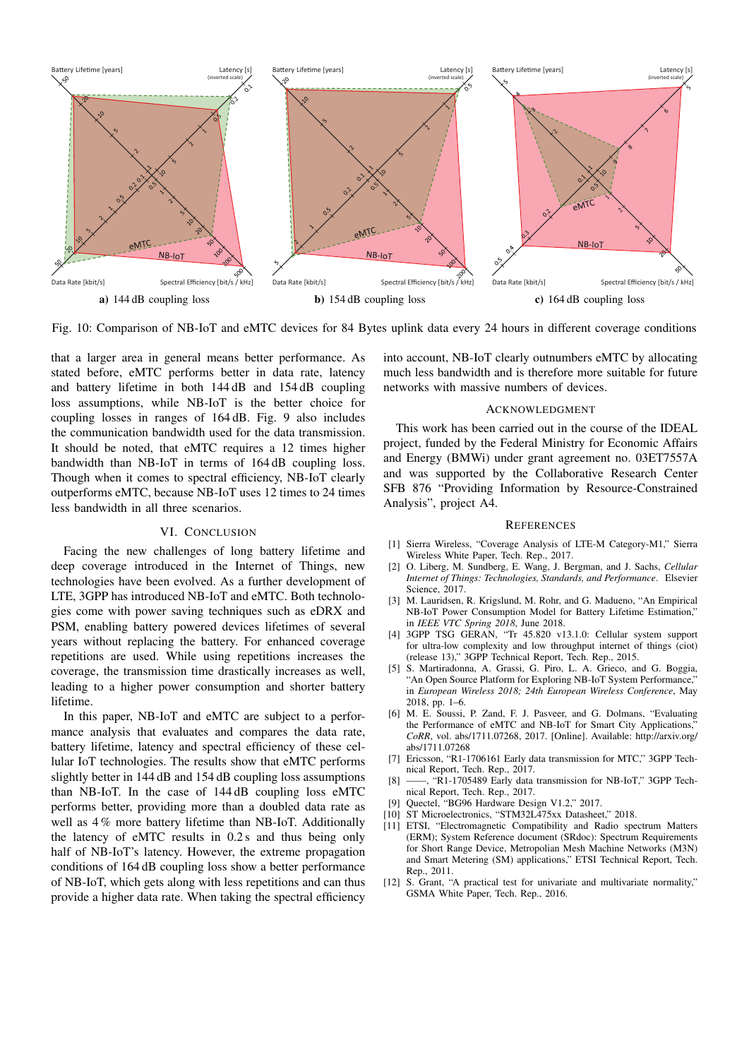Battery Lifetime [years]

Latency [s] (inverted scale)

Data Rate [kbit/s]

Spectral Efficiency [bit/s / kHz]

eMTC

NB-IoT

**a)** 144 dB coupling loss

**b)** 154 dB coupling loss

**c)** 164 dB coupling loss

Fig. 10: Comparison of NB-IoT and eMTC devices for 84 Bytes uplink data every 24 hours in different coverage conditions

that a larger area in general means better performance. As stated before, eMTC performs better in data rate, latency and battery lifetime in both 144 dB and 154 dB coupling loss assumptions, while NB-IoT is the better choice for coupling losses in ranges of 164 dB. Fig. 9 also includes the communication bandwidth used for the data transmission. It should be noted, that eMTC requires a 12 times higher bandwidth than NB-IoT in terms of 164 dB coupling loss. Though when it comes to spectral efficiency, NB-IoT clearly outperforms eMTC, because NB-IoT uses 12 times to 24 times less bandwidth in all three scenarios.

## VI. Conclusion

Facing the new challenges of long battery lifetime and deep coverage introduced in the Internet of Things, new technologies have been evolved. As a further development of LTE, 3GPP has introduced NB-IoT and eMTC. Both technologies come with power saving techniques such as eDRX and PSM, enabling battery powered devices lifetimes of several years without replacing the battery. For enhanced coverage repetitions are used. While using repetitions increases the coverage, the transmission time drastically increases as well, leading to a higher power consumption and shorter battery lifetime.

In this paper, NB-IoT and eMTC are subject to a performance analysis that evaluates and compares the data rate, battery lifetime, latency and spectral efficiency of these cellular IoT technologies. The results show that eMTC performs slightly better in 144 dB and 154 dB coupling loss assumptions than NB-IoT. In the case of 144 dB coupling loss eMTC performs better, providing more than a doubled data rate as well as 4 % more battery lifetime than NB-IoT. Additionally the latency of eMTC results in 0.2 s and thus being only half of NB-IoT's latency. However, the extreme propagation conditions of 164 dB coupling loss show a better performance of NB-IoT, which gets along with less repetitions and can thus provide a higher data rate. When taking the spectral efficiency into account, NB-IoT clearly outnumbers eMTC by allocating much less bandwidth and is therefore more suitable for future networks with massive numbers of devices.

## Acknowledgment

This work has been carried out in the course of the IDEAL project, funded by the Federal Ministry for Economic Affairs and Energy (BMWi) under grant agreement no. 03ET7557A and was supported by the Collaborative Research Center SFB 876 "Providing Information by Resource-Constrained Analysis", project A4.

## References

[1] Sierra Wireless, "Coverage Analysis of LTE-M Category-M1," Sierra Wireless White Paper, Tech. Rep., 2017.

[2] O. Liberg, M. Sundberg, E. Wang, J. Bergman, and J. Sachs, *Cellular Internet of Things: Technologies, Standards, and Performance*. Elsevier Science, 2017.

[3] M. Lauridsen, R. Krigslund, M. Rohr, and G. Madueno, "An Empirical NB-IoT Power Consumption Model for Battery Lifetime Estimation," in *IEEE VTC Spring 2018*, June 2018.

[4] 3GPP TSG GERAN, "Tr 45.820 v13.1.0: Cellular system support for ultra-low complexity and low throughput internet of things (ciot) (release 13)," 3GPP Technical Report, Tech. Rep., 2015.

[5] S. Martiradonna, A. Grassi, G. Piro, L. A. Grieco, and G. Boggia, "An Open Source Platform for Exploring NB-IoT System Performance," in *European Wireless 2018; 24th European Wireless Conference*, May 2018, pp. 1–6.

[6] M. E. Soussi, P. Zand, F. J. Pasveer, and G. Dolmans, "Evaluating the Performance of eMTC and NB-IoT for Smart City Applications," *CoRR*, vol. abs/1711.07268, 2017. [Online]. Available: http://arxiv.org/abs/1711.07268

[7] Ericsson, "R1-1706161 Early data transmission for MTC," 3GPP Technical Report, Tech. Rep., 2017.

[8] ——, "R1-1705489 Early data transmission for NB-IoT," 3GPP Technical Report, Tech. Rep., 2017.

[9] Quectel, "BG96 Hardware Design V1.2," 2017.

[10] ST Microelectronics, "STM32L475xx Datasheet," 2018.

[11] ETSI, "Electromagnetic Compatibility and Radio spectrum Matters (ERM); System Reference document (SRdoc): Spectrum Requirements for Short Range Device, Metropolian Mesh Machine Networks (M3N) and Smart Metering (SM) applications," ETSI Technical Report, Tech. Rep., 2011.

[12] S. Grant, "A practical test for univariate and multivariate normality," GSMA White Paper, Tech. Rep., 2016.